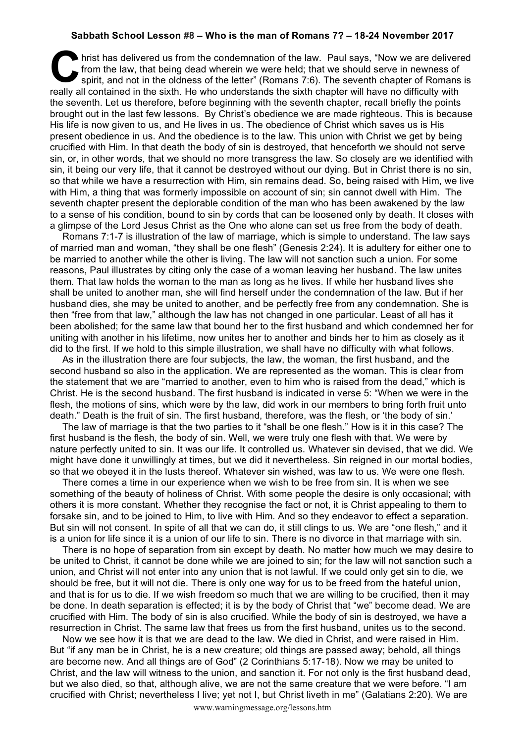**Sabbath School Lesson #8 – Who is the man of Romans 7? – 18-24 November 2017**

Christ has delivered us from the condemnation of the law. Paul says, "Now we are delivered from the law, that being dead wherein we were held; that we should serve in newness of spirit, and not in the oldness of the letter" (Romans 7:6). The seventh chapter of Romans is really all contained in the sixth. He who understands the sixth chapter will have no difficulty with the seventh. Let us therefore, before beginning with the seventh chapter, recall briefly the points brought out in the last few lessons. By Christ's obedience we are made righteous. This is because His life is now given to us, and He lives in us. The obedience of Christ which saves us is His present obedience in us. And the obedience is to the law. This union with Christ we get by being crucified with Him. In that death the body of sin is destroyed, that henceforth we should not serve sin, or, in other words, that we should no more transgress the law. So closely are we identified with sin, it being our very life, that it cannot be destroyed without our dying. But in Christ there is no sin, so that while we have a resurrection with Him, sin remains dead. So, being raised with Him, we live with Him, a thing that was formerly impossible on account of sin; sin cannot dwell with Him. The seventh chapter present the deplorable condition of the man who has been awakened by the law to a sense of his condition, bound to sin by cords that can be loosened only by death. It closes with a glimpse of the Lord Jesus Christ as the One who alone can set us free from the body of death.

Romans 7:1-7 is illustration of the law of marriage, which is simple to understand. The law says of married man and woman, "they shall be one flesh" (Genesis 2:24). It is adultery for either one to be married to another while the other is living. The law will not sanction such a union. For some reasons, Paul illustrates by citing only the case of a woman leaving her husband. The law unites them. That law holds the woman to the man as long as he lives. If while her husband lives she shall be united to another man, she will find herself under the condemnation of the law. But if her husband dies, she may be united to another, and be perfectly free from any condemnation. She is then "free from that law," although the law has not changed in one particular. Least of all has it been abolished; for the same law that bound her to the first husband and which condemned her for uniting with another in his lifetime, now unites her to another and binds her to him as closely as it did to the first. If we hold to this simple illustration, we shall have no difficulty with what follows.

As in the illustration there are four subjects, the law, the woman, the first husband, and the second husband so also in the application. We are represented as the woman. This is clear from the statement that we are "married to another, even to him who is raised from the dead," which is Christ. He is the second husband. The first husband is indicated in verse 5: "When we were in the flesh, the motions of sins, which were by the law, did work in our members to bring forth fruit unto death." Death is the fruit of sin. The first husband, therefore, was the flesh, or 'the body of sin.'

The law of marriage is that the two parties to it "shall be one flesh." How is it in this case? The first husband is the flesh, the body of sin. Well, we were truly one flesh with that. We were by nature perfectly united to sin. It was our life. It controlled us. Whatever sin devised, that we did. We might have done it unwillingly at times, but we did it nevertheless. Sin reigned in our mortal bodies, so that we obeyed it in the lusts thereof. Whatever sin wished, was law to us. We were one flesh.

There comes a time in our experience when we wish to be free from sin. It is when we see something of the beauty of holiness of Christ. With some people the desire is only occasional; with others it is more constant. Whether they recognise the fact or not, it is Christ appealing to them to forsake sin, and to be joined to Him, to live with Him. And so they endeavor to effect a separation. But sin will not consent. In spite of all that we can do, it still clings to us. We are "one flesh," and it is a union for life since it is a union of our life to sin. There is no divorce in that marriage with sin.

There is no hope of separation from sin except by death. No matter how much we may desire to be united to Christ, it cannot be done while we are joined to sin; for the law will not sanction such a union, and Christ will not enter into any union that is not lawful. If we could only get sin to die, we should be free, but it will not die. There is only one way for us to be freed from the hateful union, and that is for us to die. If we wish freedom so much that we are willing to be crucified, then it may be done. In death separation is effected; it is by the body of Christ that "we" become dead. We are crucified with Him. The body of sin is also crucified. While the body of sin is destroyed, we have a resurrection in Christ. The same law that frees us from the first husband, unites us to the second.

Now we see how it is that we are dead to the law. We died in Christ, and were raised in Him. But "if any man be in Christ, he is a new creature; old things are passed away; behold, all things are become new. And all things are of God" (2 Corinthians 5:17-18). Now we may be united to Christ, and the law will witness to the union, and sanction it. For not only is the first husband dead, but we also died, so that, although alive, we are not the same creature that we were before. "I am crucified with Christ; nevertheless I live; yet not I, but Christ liveth in me" (Galatians 2:20). We are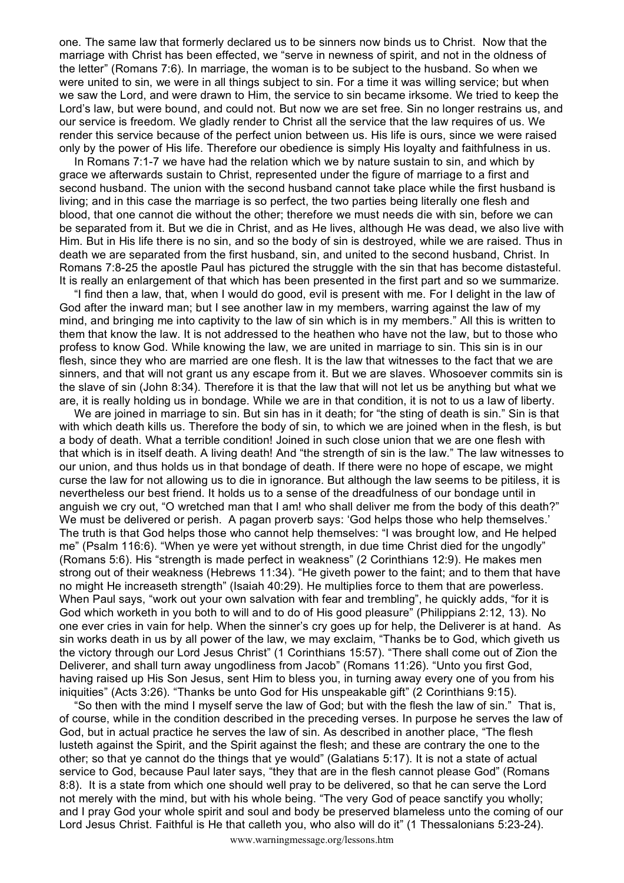one. The same law that formerly declared us to be sinners now binds us to Christ. Now that the marriage with Christ has been effected, we "serve in newness of spirit, and not in the oldness of the letter" (Romans 7:6). In marriage, the woman is to be subject to the husband. So when we were united to sin, we were in all things subject to sin. For a time it was willing service; but when we saw the Lord, and were drawn to Him, the service to sin became irksome. We tried to keep the Lord's law, but were bound, and could not. But now we are set free. Sin no longer restrains us, and our service is freedom. We gladly render to Christ all the service that the law requires of us. We render this service because of the perfect union between us. His life is ours, since we were raised only by the power of His life. Therefore our obedience is simply His loyalty and faithfulness in us.

In Romans 7:1-7 we have had the relation which we by nature sustain to sin, and which by grace we afterwards sustain to Christ, represented under the figure of marriage to a first and second husband. The union with the second husband cannot take place while the first husband is living; and in this case the marriage is so perfect, the two parties being literally one flesh and blood, that one cannot die without the other; therefore we must needs die with sin, before we can be separated from it. But we die in Christ, and as He lives, although He was dead, we also live with Him. But in His life there is no sin, and so the body of sin is destroyed, while we are raised. Thus in death we are separated from the first husband, sin, and united to the second husband, Christ. In Romans 7:8-25 the apostle Paul has pictured the struggle with the sin that has become distasteful. It is really an enlargement of that which has been presented in the first part and so we summarize.

"I find then a law, that, when I would do good, evil is present with me. For I delight in the law of God after the inward man; but I see another law in my members, warring against the law of my mind, and bringing me into captivity to the law of sin which is in my members." All this is written to them that know the law. It is not addressed to the heathen who have not the law, but to those who profess to know God. While knowing the law, we are united in marriage to sin. This sin is in our flesh, since they who are married are one flesh. It is the law that witnesses to the fact that we are sinners, and that will not grant us any escape from it. But we are slaves. Whosoever commits sin is the slave of sin (John 8:34). Therefore it is that the law that will not let us be anything but what we are, it is really holding us in bondage. While we are in that condition, it is not to us a law of liberty.

We are joined in marriage to sin. But sin has in it death; for "the sting of death is sin." Sin is that with which death kills us. Therefore the body of sin, to which we are joined when in the flesh, is but a body of death. What a terrible condition! Joined in such close union that we are one flesh with that which is in itself death. A living death! And "the strength of sin is the law." The law witnesses to our union, and thus holds us in that bondage of death. If there were no hope of escape, we might curse the law for not allowing us to die in ignorance. But although the law seems to be pitiless, it is nevertheless our best friend. It holds us to a sense of the dreadfulness of our bondage until in anguish we cry out, "O wretched man that I am! who shall deliver me from the body of this death?" We must be delivered or perish. A pagan proverb says: 'God helps those who help themselves.' The truth is that God helps those who cannot help themselves: "I was brought low, and He helped me" (Psalm 116:6). "When ye were yet without strength, in due time Christ died for the ungodly" (Romans 5:6). His "strength is made perfect in weakness" (2 Corinthians 12:9). He makes men strong out of their weakness (Hebrews 11:34). "He giveth power to the faint; and to them that have no might He increaseth strength" (Isaiah 40:29). He multiplies force to them that are powerless. When Paul says, "work out your own salvation with fear and trembling", he quickly adds, "for it is God which worketh in you both to will and to do of His good pleasure" (Philippians 2:12, 13). No one ever cries in vain for help. When the sinner's cry goes up for help, the Deliverer is at hand. As sin works death in us by all power of the law, we may exclaim, "Thanks be to God, which giveth us the victory through our Lord Jesus Christ" (1 Corinthians 15:57). "There shall come out of Zion the Deliverer, and shall turn away ungodliness from Jacob" (Romans 11:26). "Unto you first God, having raised up His Son Jesus, sent Him to bless you, in turning away every one of you from his iniquities" (Acts 3:26). "Thanks be unto God for His unspeakable gift" (2 Corinthians 9:15).

"So then with the mind I myself serve the law of God; but with the flesh the law of sin." That is, of course, while in the condition described in the preceding verses. In purpose he serves the law of God, but in actual practice he serves the law of sin. As described in another place, "The flesh lusteth against the Spirit, and the Spirit against the flesh; and these are contrary the one to the other; so that ye cannot do the things that ye would" (Galatians 5:17). It is not a state of actual service to God, because Paul later says, "they that are in the flesh cannot please God" (Romans 8:8). It is a state from which one should well pray to be delivered, so that he can serve the Lord not merely with the mind, but with his whole being. "The very God of peace sanctify you wholly; and I pray God your whole spirit and soul and body be preserved blameless unto the coming of our Lord Jesus Christ. Faithful is He that calleth you, who also will do it" (1 Thessalonians 5:23-24).

www.warningmessage.org/lessons.htm